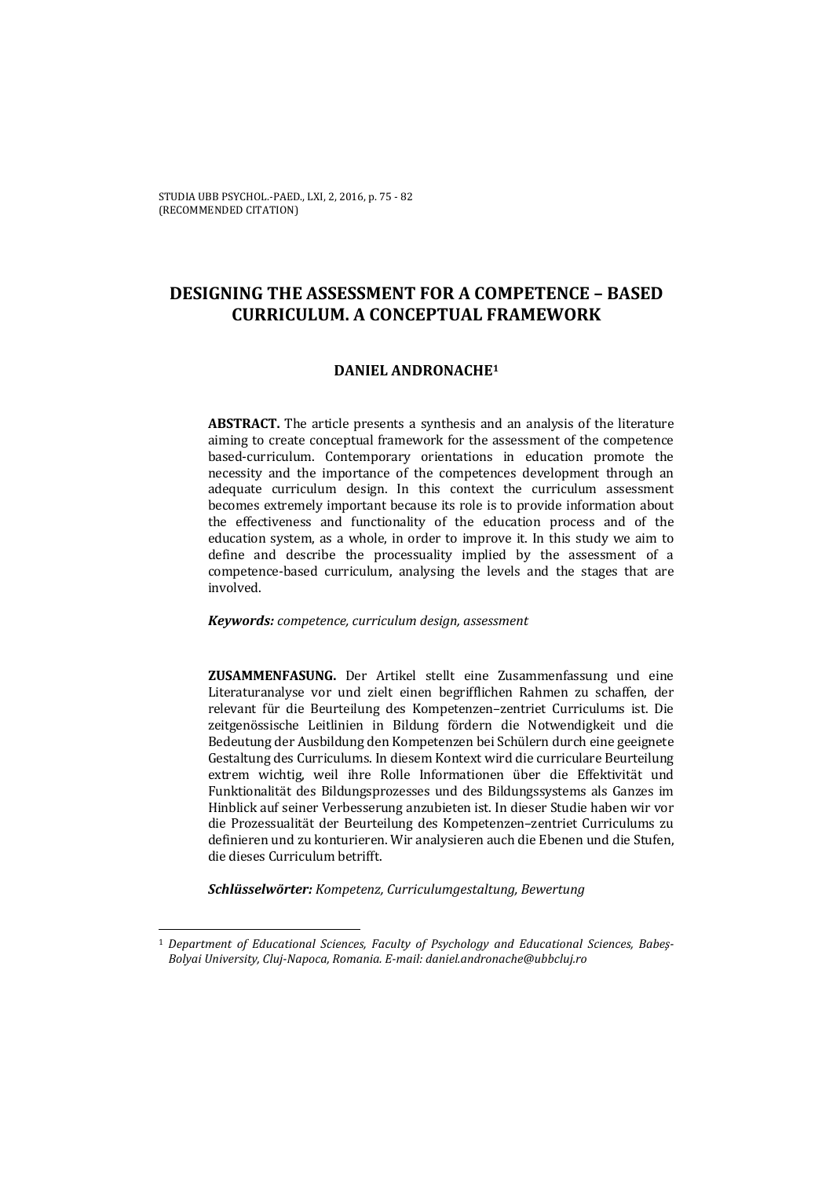# DESIGNING THE ASSESSMENT FOR A COMPETENCE – BASED CURRICULUM. A CONCEPTUAL FRAMEWORK

**DANIEL ANDRONACHE[1]**

**ABSTRACT.** The article presents a synthesis and an analysis of the literature aiming to create conceptual framework for the assessment of the competence based-curriculum. Contemporary orientations in education promote the necessity and the importance of the competences development through an adequate curriculum design. In this context the curriculum assessment becomes extremely important because its role is to provide information about the effectiveness and functionality of the education process and of the education system, as a whole, in order to improve it. In this study we aim to define and describe the processuality implied by the assessment of a competence-based curriculum, analysing the levels and the stages that are involved.

***Keywords:*** *competence, curriculum design, assessment*

**ZUSAMMENFASUNG.** Der Artikel stellt eine Zusammenfassung und eine Literaturanalyse vor und zielt einen begrifflichen Rahmen zu schaffen, der relevant für die Beurteilung des Kompetenzen–zentriet Curriculums ist. Die zeitgenössische Leitlinien in Bildung fördern die Notwendigkeit und die Bedeutung der Ausbildung den Kompetenzen bei Schülern durch eine geeignete Gestaltung des Curriculums. In diesem Kontext wird die curriculare Beurteilung extrem wichtig, weil ihre Rolle Informationen über die Effektivität und Funktionalität des Bildungsprozesses und des Bildungssystems als Ganzes im Hinblick auf seiner Verbesserung anzubieten ist. In dieser Studie haben wir vor die Prozessualität der Beurteilung des Kompetenzen–zentriet Curriculums zu definieren und zu konturieren. Wir analysieren auch die Ebenen und die Stufen, die dieses Curriculum betrifft.

***Schlüsselwörter:*** *Kompetenz, Curriculumgestaltung, Bewertung*

---

[1] *Department of Educational Sciences, Faculty of Psychology and Educational Sciences, Babeş-Bolyai University, Cluj-Napoca, Romania. E-mail: daniel.andronache@ubbcluj.ro*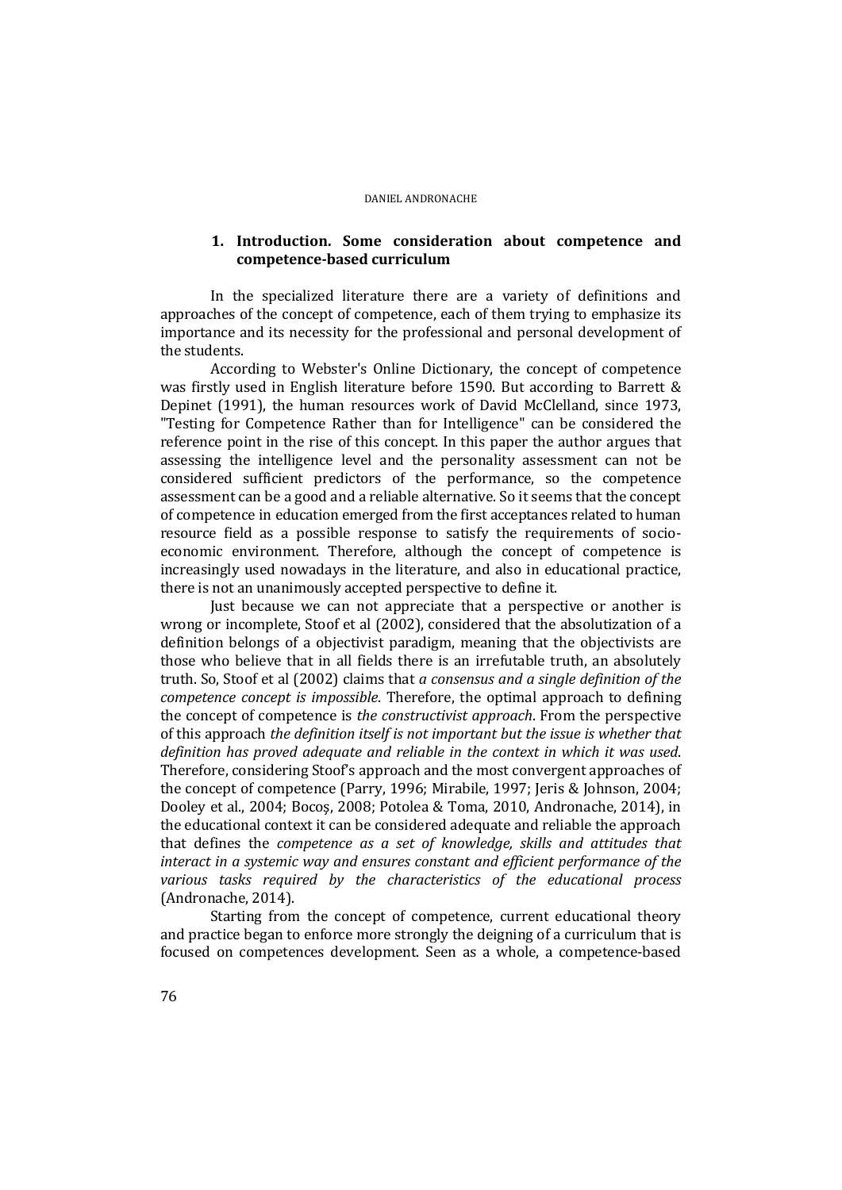## 1. Introduction. Some consideration about competence and competence-based curriculum

In the specialized literature there are a variety of definitions and approaches of the concept of competence, each of them trying to emphasize its importance and its necessity for the professional and personal development of the students.

According to Webster's Online Dictionary, the concept of competence was firstly used in English literature before 1590. But according to Barrett & Depinet (1991), the human resources work of David McClelland, since 1973, "Testing for Competence Rather than for Intelligence" can be considered the reference point in the rise of this concept. In this paper the author argues that assessing the intelligence level and the personality assessment can not be considered sufficient predictors of the performance, so the competence assessment can be a good and a reliable alternative. So it seems that the concept of competence in education emerged from the first acceptances related to human resource field as a possible response to satisfy the requirements of socio-economic environment. Therefore, although the concept of competence is increasingly used nowadays in the literature, and also in educational practice, there is not an unanimously accepted perspective to define it.

Just because we can not appreciate that a perspective or another is wrong or incomplete, Stoof et al (2002), considered that the absolutization of a definition belongs of a objectivist paradigm, meaning that the objectivists are those who believe that in all fields there is an irrefutable truth, an absolutely truth. So, Stoof et al (2002) claims that *a consensus and a single definition of the competence concept is impossible*. Therefore, the optimal approach to defining the concept of competence is *the constructivist approach*. From the perspective of this approach *the definition itself is not important but the issue is whether that definition has proved adequate and reliable in the context in which it was used*. Therefore, considering Stoof's approach and the most convergent approaches of the concept of competence (Parry, 1996; Mirabile, 1997; Jeris & Johnson, 2004; Dooley et al., 2004; Bocoş, 2008; Potolea & Toma, 2010, Andronache, 2014), in the educational context it can be considered adequate and reliable the approach that defines the *competence as a set of knowledge, skills and attitudes that interact in a systemic way and ensures constant and efficient performance of the various tasks required by the characteristics of the educational process* (Andronache, 2014).

Starting from the concept of competence, current educational theory and practice began to enforce more strongly the deigning of a curriculum that is focused on competences development. Seen as a whole, a competence-based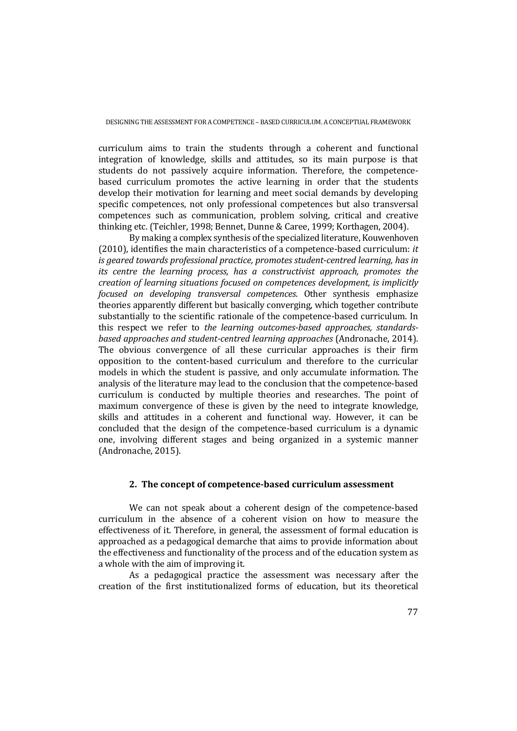curriculum aims to train the students through a coherent and functional integration of knowledge, skills and attitudes, so its main purpose is that students do not passively acquire information. Therefore, the competence-based curriculum promotes the active learning in order that the students develop their motivation for learning and meet social demands by developing specific competences, not only professional competences but also transversal competences such as communication, problem solving, critical and creative thinking etc. (Teichler, 1998; Bennet, Dunne & Caree, 1999; Korthagen, 2004).

By making a complex synthesis of the specialized literature, Kouwenhoven (2010), identifies the main characteristics of a competence-based curriculum: *it is geared towards professional practice, promotes student-centred learning, has in its centre the learning process, has a constructivist approach, promotes the creation of learning situations focused on competences development, is implicitly focused on developing transversal competences*. Other synthesis emphasize theories apparently different but basically converging, which together contribute substantially to the scientific rationale of the competence-based curriculum. In this respect we refer to *the learning outcomes-based approaches, standards-based approaches and student-centred learning approaches* (Andronache, 2014). The obvious convergence of all these curricular approaches is their firm opposition to the content-based curriculum and therefore to the curricular models in which the student is passive, and only accumulate information. The analysis of the literature may lead to the conclusion that the competence-based curriculum is conducted by multiple theories and researches. The point of maximum convergence of these is given by the need to integrate knowledge, skills and attitudes in a coherent and functional way. However, it can be concluded that the design of the competence-based curriculum is a dynamic one, involving different stages and being organized in a systemic manner (Andronache, 2015).

## 2. The concept of competence-based curriculum assessment

We can not speak about a coherent design of the competence-based curriculum in the absence of a coherent vision on how to measure the effectiveness of it. Therefore, in general, the assessment of formal education is approached as a pedagogical demarche that aims to provide information about the effectiveness and functionality of the process and of the education system as a whole with the aim of improving it.

As a pedagogical practice the assessment was necessary after the creation of the first institutionalized forms of education, but its theoretical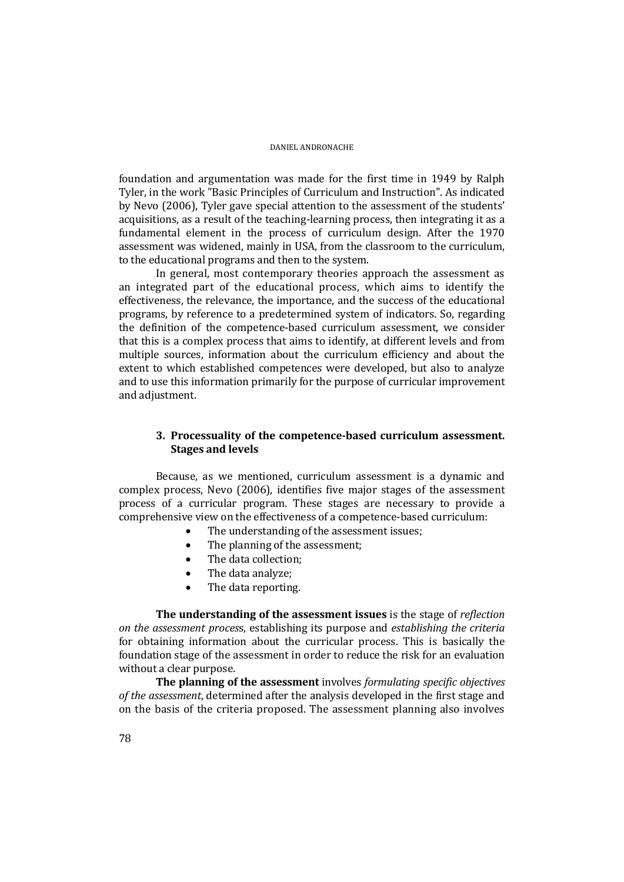foundation and argumentation was made for the first time in 1949 by Ralph Tyler, in the work "Basic Principles of Curriculum and Instruction". As indicated by Nevo (2006), Tyler gave special attention to the assessment of the students' acquisitions, as a result of the teaching-learning process, then integrating it as a fundamental element in the process of curriculum design. After the 1970 assessment was widened, mainly in USA, from the classroom to the curriculum, to the educational programs and then to the system.

In general, most contemporary theories approach the assessment as an integrated part of the educational process, which aims to identify the effectiveness, the relevance, the importance, and the success of the educational programs, by reference to a predetermined system of indicators. So, regarding the definition of the competence-based curriculum assessment, we consider that this is a complex process that aims to identify, at different levels and from multiple sources, information about the curriculum efficiency and about the extent to which established competences were developed, but also to analyze and to use this information primarily for the purpose of curricular improvement and adjustment.

## 3. Processuality of the competence-based curriculum assessment. Stages and levels

Because, as we mentioned, curriculum assessment is a dynamic and complex process, Nevo (2006), identifies five major stages of the assessment process of a curricular program. These stages are necessary to provide a comprehensive view on the effectiveness of a competence-based curriculum:

- The understanding of the assessment issues;
- The planning of the assessment;
- The data collection;
- The data analyze;
- The data reporting.

**The understanding of the assessment issues** is the stage of *reflection on the assessment process*, establishing its purpose and *establishing the criteria* for obtaining information about the curricular process. This is basically the foundation stage of the assessment in order to reduce the risk for an evaluation without a clear purpose.

**The planning of the assessment** involves *formulating specific objectives of the assessment*, determined after the analysis developed in the first stage and on the basis of the criteria proposed. The assessment planning also involves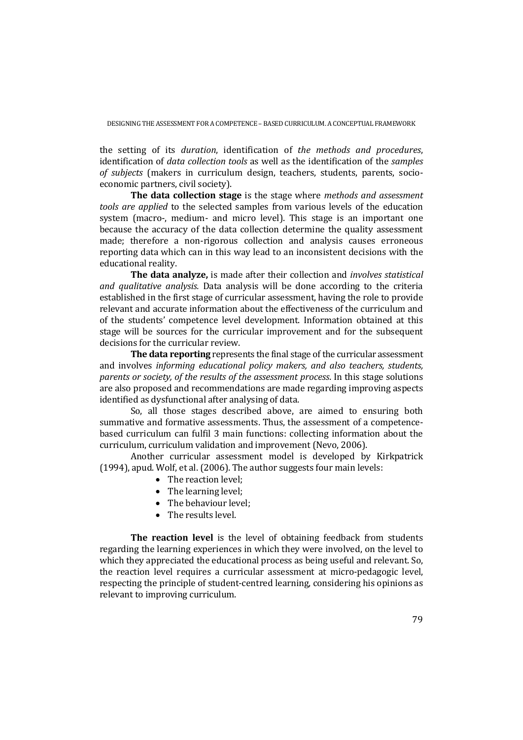the setting of its *duration*, identification of *the methods and procedures*, identification of *data collection tools* as well as the identification of the *samples of subjects* (makers in curriculum design, teachers, students, parents, socio-economic partners, civil society).

**The data collection stage** is the stage where *methods and assessment tools are applied* to the selected samples from various levels of the education system (macro-, medium- and micro level). This stage is an important one because the accuracy of the data collection determine the quality assessment made; therefore a non-rigorous collection and analysis causes erroneous reporting data which can in this way lead to an inconsistent decisions with the educational reality.

**The data analyze,** is made after their collection and *involves statistical and qualitative analysis.* Data analysis will be done according to the criteria established in the first stage of curricular assessment, having the role to provide relevant and accurate information about the effectiveness of the curriculum and of the students' competence level development. Information obtained at this stage will be sources for the curricular improvement and for the subsequent decisions for the curricular review.

**The data reporting** represents the final stage of the curricular assessment and involves *informing educational policy makers, and also teachers, students, parents or society, of the results of the assessment process*. In this stage solutions are also proposed and recommendations are made regarding improving aspects identified as dysfunctional after analysing of data.

So, all those stages described above, are aimed to ensuring both summative and formative assessments. Thus, the assessment of a competence-based curriculum can fulfil 3 main functions: collecting information about the curriculum, curriculum validation and improvement (Nevo, 2006).

Another curricular assessment model is developed by Kirkpatrick (1994), apud. Wolf, et al. (2006). The author suggests four main levels:

- The reaction level;
- The learning level;
- The behaviour level;
- The results level.

**The reaction level** is the level of obtaining feedback from students regarding the learning experiences in which they were involved, on the level to which they appreciated the educational process as being useful and relevant. So, the reaction level requires a curricular assessment at micro-pedagogic level, respecting the principle of student-centred learning, considering his opinions as relevant to improving curriculum.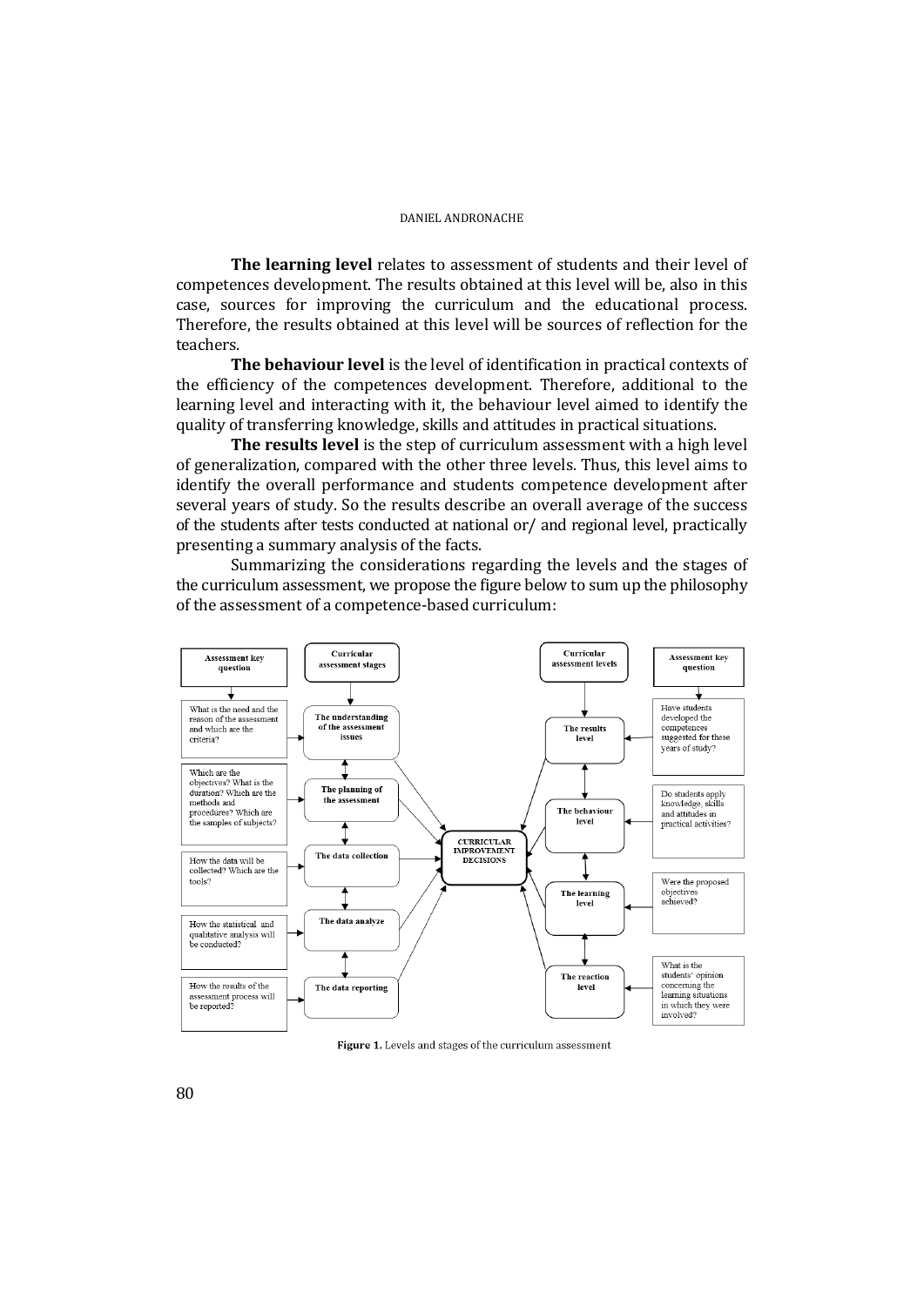**The learning level** relates to assessment of students and their level of competences development. The results obtained at this level will be, also in this case, sources for improving the curriculum and the educational process. Therefore, the results obtained at this level will be sources of reflection for the teachers.

**The behaviour level** is the level of identification in practical contexts of the efficiency of the competences development. Therefore, additional to the learning level and interacting with it, the behaviour level aimed to identify the quality of transferring knowledge, skills and attitudes in practical situations.

**The results level** is the step of curriculum assessment with a high level of generalization, compared with the other three levels. Thus, this level aims to identify the overall performance and students competence development after several years of study. So the results describe an overall average of the success of the students after tests conducted at national or/ and regional level, practically presenting a summary analysis of the facts.

Summarizing the considerations regarding the levels and the stages of the curriculum assessment, we propose the figure below to sum up the philosophy of the assessment of a competence-based curriculum:

| Assessment key question | Curricular assessment stages | | Curricular assessment levels | Assessment key question |
|---|---|---|---|---|
| What is the need and the reason of the assessment and which are the criteria? | The understanding of the assessment issues | | The results level | Have students developed the competences suggested for these years of study? |
| Which are the objectives? What is the duration? Which are the methods and procedures? Which are the samples of subjects? | The planning of the assessment | | The behaviour level | Do students apply knowledge, skills and attitudes in practical activities? |
| How the data will be collected? Which are the tools? | The data collection | CURRICULAR IMPROVEMENT DECISIONS | | |
| How the statistical and qualitative analysis will be conducted? | The data analyze | | The learning level | Were the proposed objectives achieved? |
| How the results of the assessment process will be reported? | The data reporting | | The reaction level | What is the students' opinion concerning the learning situations in which they were involved? |

**Figure 1.** Levels and stages of the curriculum assessment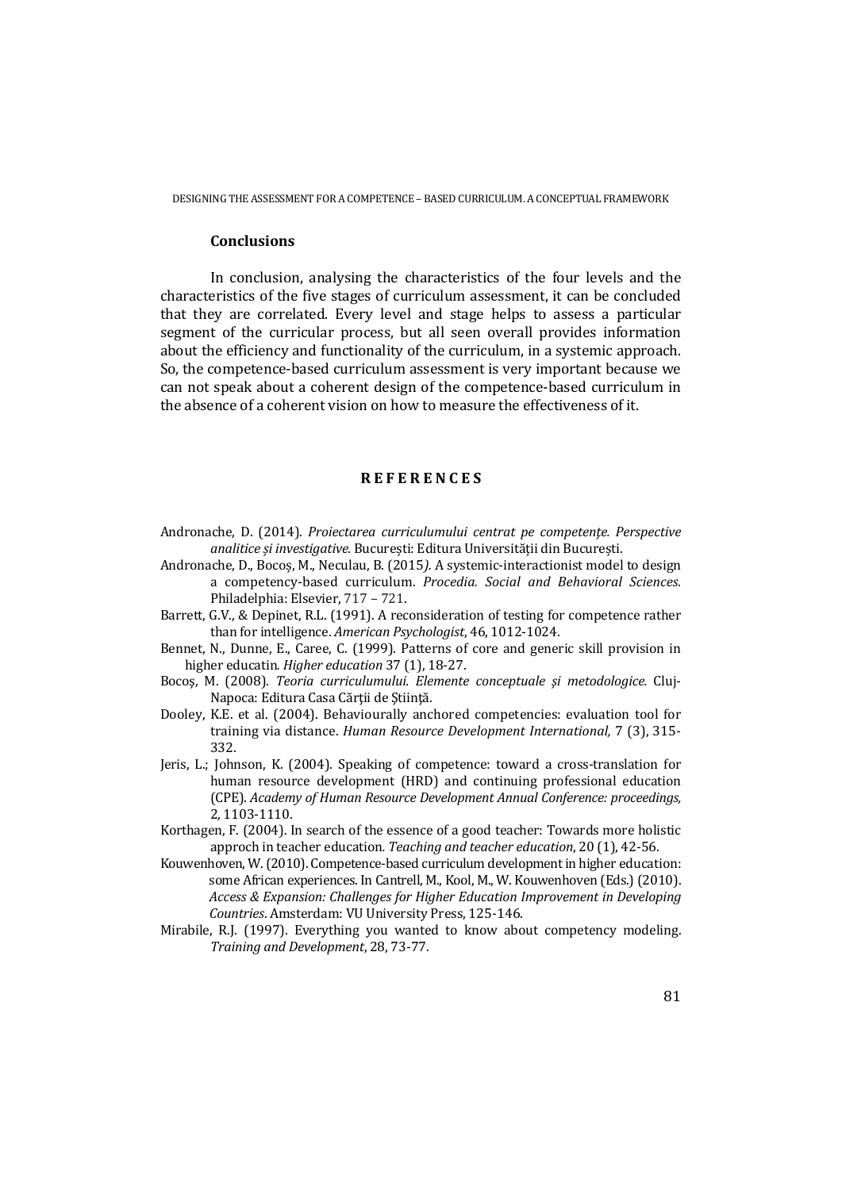## Conclusions

In conclusion, analysing the characteristics of the four levels and the characteristics of the five stages of curriculum assessment, it can be concluded that they are correlated. Every level and stage helps to assess a particular segment of the curricular process, but all seen overall provides information about the efficiency and functionality of the curriculum, in a systemic approach. So, the competence-based curriculum assessment is very important because we can not speak about a coherent design of the competence-based curriculum in the absence of a coherent vision on how to measure the effectiveness of it.

## REFERENCES

Andronache, D. (2014). *Proiectarea curriculumului centrat pe competenţe. Perspective analitice şi investigative.* Bucureşti: Editura Universităţii din Bucureşti.

Andronache, D., Bocoş, M., Neculau, B. (2015*).* A systemic-interactionist model to design a competency-based curriculum. *Procedia. Social and Behavioral Sciences.* Philadelphia: Elsevier, 717 – 721.

Barrett, G.V., & Depinet, R.L. (1991). A reconsideration of testing for competence rather than for intelligence. *American Psychologist*, 46, 1012-1024.

Bennet, N., Dunne, E., Caree, C. (1999). Patterns of core and generic skill provision in higher educatin. *Higher education* 37 (1), 18-27.

Bocoş, M. (2008). *Teoria curriculumului. Elemente conceptuale şi metodologice.* Cluj-Napoca: Editura Casa Cărţii de Ştiinţă.

Dooley, K.E. et al. (2004). Behaviourally anchored competencies: evaluation tool for training via distance. *Human Resource Development International,* 7 (3), 315-332.

Jeris, L.; Johnson, K. (2004). Speaking of competence: toward a cross-translation for human resource development (HRD) and continuing professional education (CPE). *Academy of Human Resource Development Annual Conference: proceedings,* 2*,* 1103-1110.

Korthagen, F. (2004). In search of the essence of a good teacher: Towards more holistic approch in teacher education*. Teaching and teacher education*, 20 (1), 42-56.

Kouwenhoven, W. (2010). Competence-based curriculum development in higher education: some African experiences. In Cantrell, M., Kool, M., W. Kouwenhoven (Eds.) (2010). *Access & Expansion: Challenges for Higher Education Improvement in Developing Countries*. Amsterdam: VU University Press, 125-146.

Mirabile, R.J. (1997). Everything you wanted to know about competency modeling. *Training and Development*, 28, 73-77.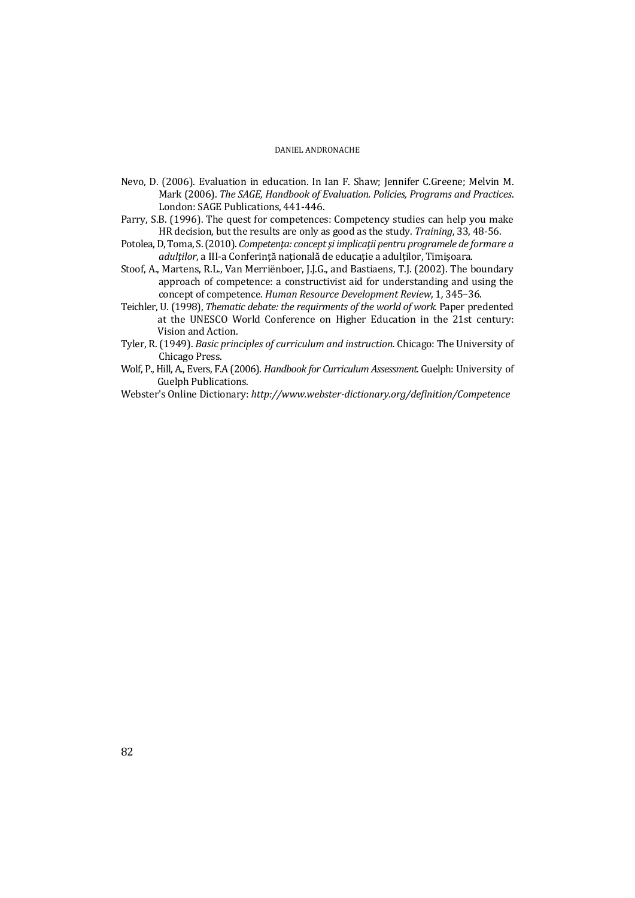Nevo, D. (2006). Evaluation in education. In Ian F. Shaw; Jennifer C.Greene; Melvin M. Mark (2006). *The SAGE, Handbook of Evaluation. Policies, Programs and Practices*. London: SAGE Publications, 441-446.

Parry, S.B. (1996). The quest for competences: Competency studies can help you make HR decision, but the results are only as good as the study. *Training*, 33, 48-56.

Potolea, D, Toma, S. (2010). *Competența: concept și implicații pentru programele de formare a adulților*, a III-a Conferință națională de educație a adulților, Timişoara.

Stoof, A., Martens, R.L., Van Merriënboer, J.J.G., and Bastiaens, T.J. (2002). The boundary approach of competence: a constructivist aid for understanding and using the concept of competence. *Human Resource Development Review*, 1, 345–36.

Teichler, U. (1998), *Thematic debate: the requirments of the world of work*. Paper predented at the UNESCO World Conference on Higher Education in the 21st century: Vision and Action.

Tyler, R. (1949). *Basic principles of curriculum and instruction*. Chicago: The University of Chicago Press.

Wolf, P., Hill, A., Evers, F.A (2006). *Handbook for Curriculum Assessment*. Guelph: University of Guelph Publications.

Webster's Online Dictionary: *http://www.webster-dictionary.org/definition/Competence*